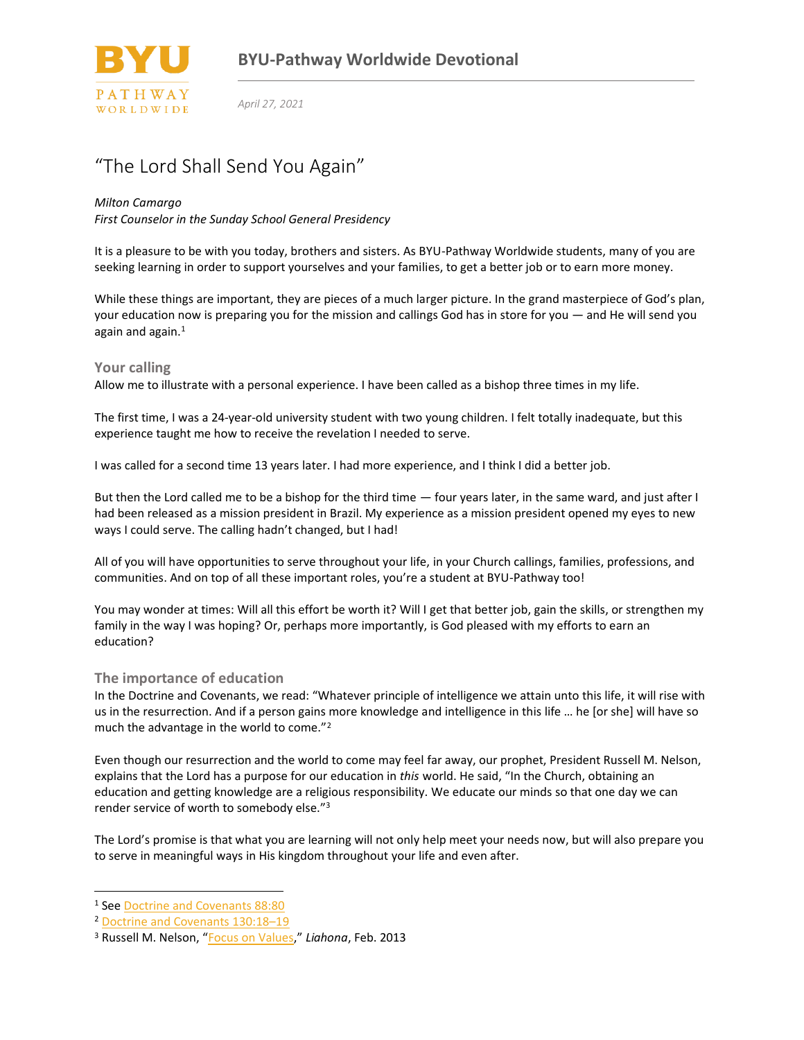BYU-Pathway Worldwide Devotional

*April 27, 2021*

# "The Lord Shall Send You Again"

*Milton Camargo*
*First Counselor in the Sunday School General Presidency*

It is a pleasure to be with you today, brothers and sisters. As BYU-Pathway Worldwide students, many of you are seeking learning in order to support yourselves and your families, to get a better job or to earn more money.

While these things are important, they are pieces of a much larger picture. In the grand masterpiece of God's plan, your education now is preparing you for the mission and callings God has in store for you — and He will send you again and again.[1]

## Your calling

Allow me to illustrate with a personal experience. I have been called as a bishop three times in my life.

The first time, I was a 24-year-old university student with two young children. I felt totally inadequate, but this experience taught me how to receive the revelation I needed to serve.

I was called for a second time 13 years later. I had more experience, and I think I did a better job.

But then the Lord called me to be a bishop for the third time — four years later, in the same ward, and just after I had been released as a mission president in Brazil. My experience as a mission president opened my eyes to new ways I could serve. The calling hadn't changed, but I had!

All of you will have opportunities to serve throughout your life, in your Church callings, families, professions, and communities. And on top of all these important roles, you're a student at BYU-Pathway too!

You may wonder at times: Will all this effort be worth it? Will I get that better job, gain the skills, or strengthen my family in the way I was hoping? Or, perhaps more importantly, is God pleased with my efforts to earn an education?

## The importance of education

In the Doctrine and Covenants, we read: "Whatever principle of intelligence we attain unto this life, it will rise with us in the resurrection. And if a person gains more knowledge and intelligence in this life … he [or she] will have so much the advantage in the world to come."[2]

Even though our resurrection and the world to come may feel far away, our prophet, President Russell M. Nelson, explains that the Lord has a purpose for our education in *this* world. He said, "In the Church, obtaining an education and getting knowledge are a religious responsibility. We educate our minds so that one day we can render service of worth to somebody else."[3]

The Lord's promise is that what you are learning will not only help meet your needs now, but will also prepare you to serve in meaningful ways in His kingdom throughout your life and even after.

---

[1] See Doctrine and Covenants 88:80

[2] Doctrine and Covenants 130:18–19

[3] Russell M. Nelson, "Focus on Values," *Liahona*, Feb. 2013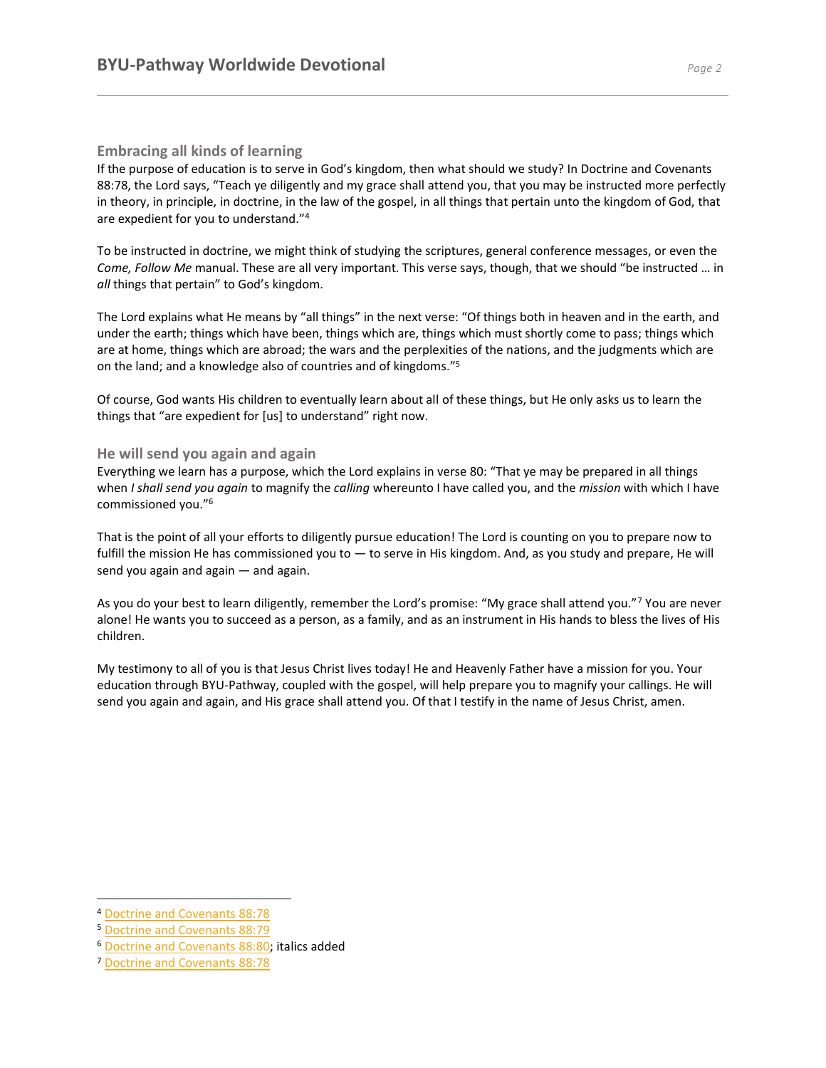## Embracing all kinds of learning

If the purpose of education is to serve in God's kingdom, then what should we study? In Doctrine and Covenants 88:78, the Lord says, "Teach ye diligently and my grace shall attend you, that you may be instructed more perfectly in theory, in principle, in doctrine, in the law of the gospel, in all things that pertain unto the kingdom of God, that are expedient for you to understand."[4]

To be instructed in doctrine, we might think of studying the scriptures, general conference messages, or even the *Come, Follow Me* manual. These are all very important. This verse says, though, that we should "be instructed … in *all* things that pertain" to God's kingdom.

The Lord explains what He means by "all things" in the next verse: "Of things both in heaven and in the earth, and under the earth; things which have been, things which are, things which must shortly come to pass; things which are at home, things which are abroad; the wars and the perplexities of the nations, and the judgments which are on the land; and a knowledge also of countries and of kingdoms."[5]

Of course, God wants His children to eventually learn about all of these things, but He only asks us to learn the things that "are expedient for [us] to understand" right now.

## He will send you again and again

Everything we learn has a purpose, which the Lord explains in verse 80: "That ye may be prepared in all things when *I shall send you again* to magnify the *calling* whereunto I have called you, and the *mission* with which I have commissioned you."[6]

That is the point of all your efforts to diligently pursue education! The Lord is counting on you to prepare now to fulfill the mission He has commissioned you to — to serve in His kingdom. And, as you study and prepare, He will send you again and again — and again.

As you do your best to learn diligently, remember the Lord's promise: "My grace shall attend you."[7] You are never alone! He wants you to succeed as a person, as a family, and as an instrument in His hands to bless the lives of His children.

My testimony to all of you is that Jesus Christ lives today! He and Heavenly Father have a mission for you. Your education through BYU-Pathway, coupled with the gospel, will help prepare you to magnify your callings. He will send you again and again, and His grace shall attend you. Of that I testify in the name of Jesus Christ, amen.

---

[4] Doctrine and Covenants 88:78

[5] Doctrine and Covenants 88:79

[6] Doctrine and Covenants 88:80; italics added

[7] Doctrine and Covenants 88:78